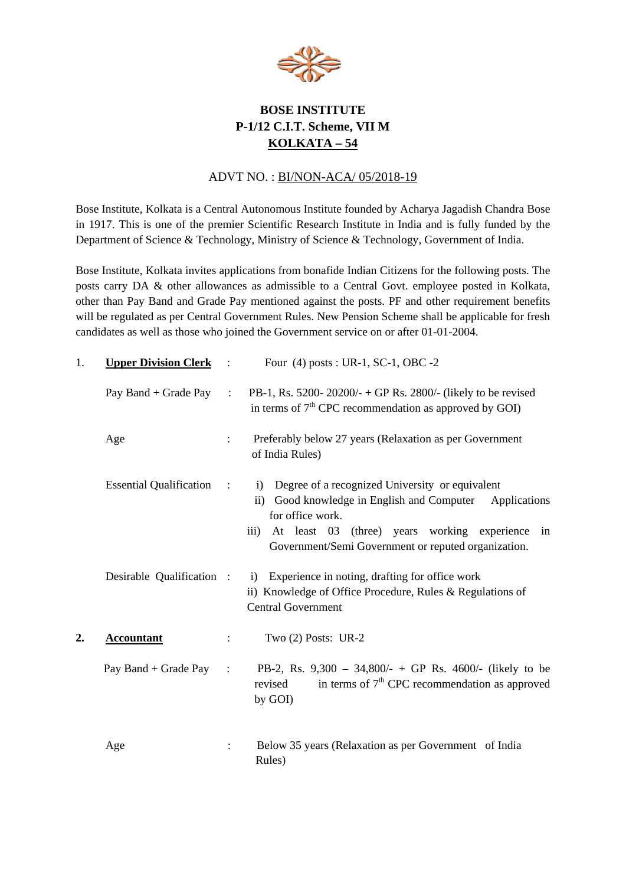**BOSE INSTITUTE**
**P-1/12 C.I.T. Scheme, VII M**
**KOLKATA – 54**

ADVT NO. : BI/NON-ACA/ 05/2018-19

Bose Institute, Kolkata is a Central Autonomous Institute founded by Acharya Jagadish Chandra Bose in 1917. This is one of the premier Scientific Research Institute in India and is fully funded by the Department of Science & Technology, Ministry of Science & Technology, Government of India.

Bose Institute, Kolkata invites applications from bonafide Indian Citizens for the following posts. The posts carry DA & other allowances as admissible to a Central Govt. employee posted in Kolkata, other than Pay Band and Grade Pay mentioned against the posts. PF and other requirement benefits will be regulated as per Central Government Rules. New Pension Scheme shall be applicable for fresh candidates as well as those who joined the Government service on or after 01-01-2004.

1. **Upper Division Clerk** : Four (4) posts : UR-1, SC-1, OBC -2

   Pay Band + Grade Pay : PB-1, Rs. 5200- 20200/- + GP Rs. 2800/- (likely to be revised in terms of 7th CPC recommendation as approved by GOI)

   Age : Preferably below 27 years (Relaxation as per Government of India Rules)

   Essential Qualification :
   - i) Degree of a recognized University or equivalent
   - ii) Good knowledge in English and Computer Applications for office work.
   - iii) At least 03 (three) years working experience in Government/Semi Government or reputed organization.

   Desirable Qualification :
   - i) Experience in noting, drafting for office work
   - ii) Knowledge of Office Procedure, Rules & Regulations of Central Government

2. **Accountant** : Two (2) Posts: UR-2

   Pay Band + Grade Pay : PB-2, Rs. 9,300 – 34,800/- + GP Rs. 4600/- (likely to be revised in terms of 7th CPC recommendation as approved by GOI)

   Age : Below 35 years (Relaxation as per Government of India Rules)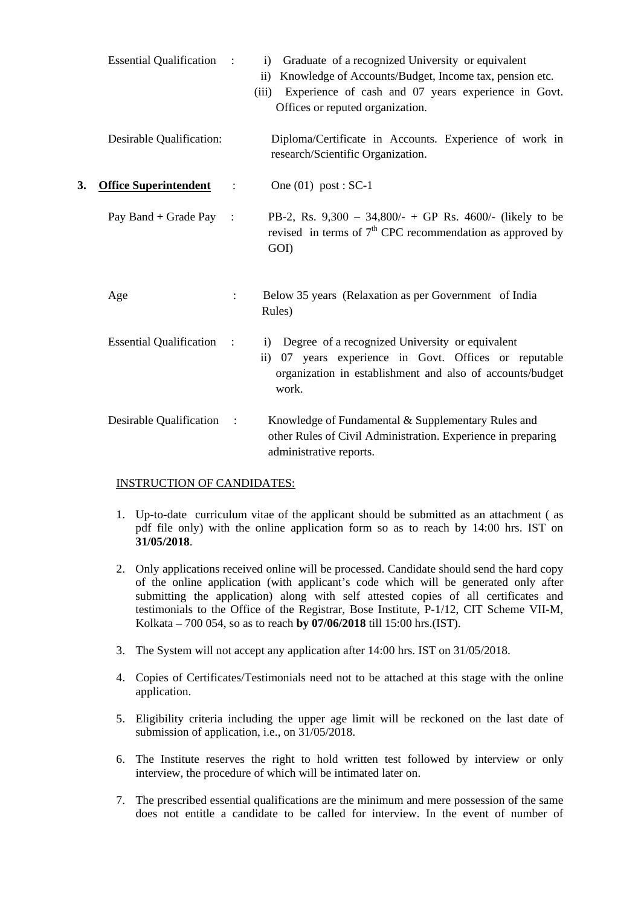Essential Qualification : 
- i) Graduate of a recognized University or equivalent
- ii) Knowledge of Accounts/Budget, Income tax, pension etc.
- (iii) Experience of cash and 07 years experience in Govt. Offices or reputed organization.

Desirable Qualification: Diploma/Certificate in Accounts. Experience of work in research/Scientific Organization.

**3. <u>Office Superintendent</u>** : One (01) post : SC-1

Pay Band + Grade Pay : PB-2, Rs. 9,300 – 34,800/- + GP Rs. 4600/- (likely to be revised in terms of 7th CPC recommendation as approved by GOI)

Age : Below 35 years (Relaxation as per Government of India Rules)

Essential Qualification : 
- i) Degree of a recognized University or equivalent
- ii) 07 years experience in Govt. Offices or reputable organization in establishment and also of accounts/budget work.

Desirable Qualification : Knowledge of Fundamental & Supplementary Rules and other Rules of Civil Administration. Experience in preparing administrative reports.

<u>INSTRUCTION OF CANDIDATES:</u>

1. Up-to-date curriculum vitae of the applicant should be submitted as an attachment ( as pdf file only) with the online application form so as to reach by 14:00 hrs. IST on **31/05/2018**.

2. Only applications received online will be processed. Candidate should send the hard copy of the online application (with applicant's code which will be generated only after submitting the application) along with self attested copies of all certificates and testimonials to the Office of the Registrar, Bose Institute, P-1/12, CIT Scheme VII-M, Kolkata – 700 054, so as to reach **by 07/06/2018** till 15:00 hrs.(IST).

3. The System will not accept any application after 14:00 hrs. IST on 31/05/2018.

4. Copies of Certificates/Testimonials need not to be attached at this stage with the online application.

5. Eligibility criteria including the upper age limit will be reckoned on the last date of submission of application, i.e., on 31/05/2018.

6. The Institute reserves the right to hold written test followed by interview or only interview, the procedure of which will be intimated later on.

7. The prescribed essential qualifications are the minimum and mere possession of the same does not entitle a candidate to be called for interview. In the event of number of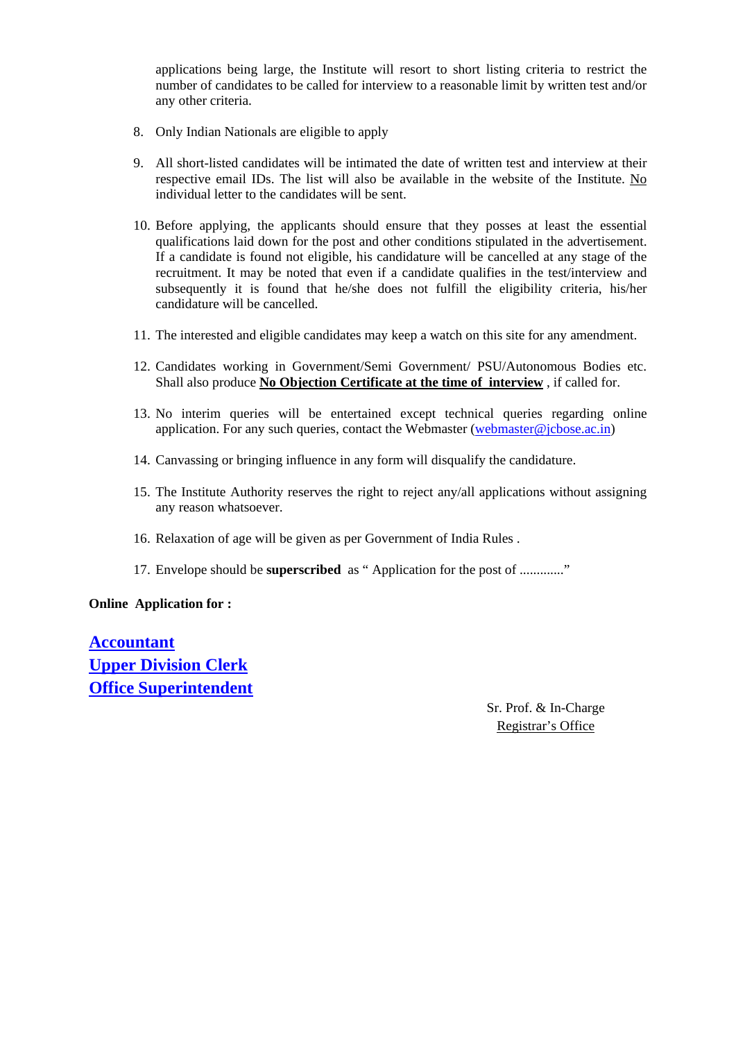applications being large, the Institute will resort to short listing criteria to restrict the number of candidates to be called for interview to a reasonable limit by written test and/or any other criteria.

8. Only Indian Nationals are eligible to apply

9. All short-listed candidates will be intimated the date of written test and interview at their respective email IDs. The list will also be available in the website of the Institute. No individual letter to the candidates will be sent.

10. Before applying, the applicants should ensure that they posses at least the essential qualifications laid down for the post and other conditions stipulated in the advertisement. If a candidate is found not eligible, his candidature will be cancelled at any stage of the recruitment. It may be noted that even if a candidate qualifies in the test/interview and subsequently it is found that he/she does not fulfill the eligibility criteria, his/her candidature will be cancelled.

11. The interested and eligible candidates may keep a watch on this site for any amendment.

12. Candidates working in Government/Semi Government/ PSU/Autonomous Bodies etc. Shall also produce **No Objection Certificate at the time of interview** , if called for.

13. No interim queries will be entertained except technical queries regarding online application. For any such queries, contact the Webmaster (webmaster@jcbose.ac.in)

14. Canvassing or bringing influence in any form will disqualify the candidature.

15. The Institute Authority reserves the right to reject any/all applications without assigning any reason whatsoever.

16. Relaxation of age will be given as per Government of India Rules .

17. Envelope should be **superscribed** as " Application for the post of ............."

**Online Application for :**

**Accountant**
**Upper Division Clerk**
**Office Superintendent**

Sr. Prof. & In-Charge
Registrar's Office